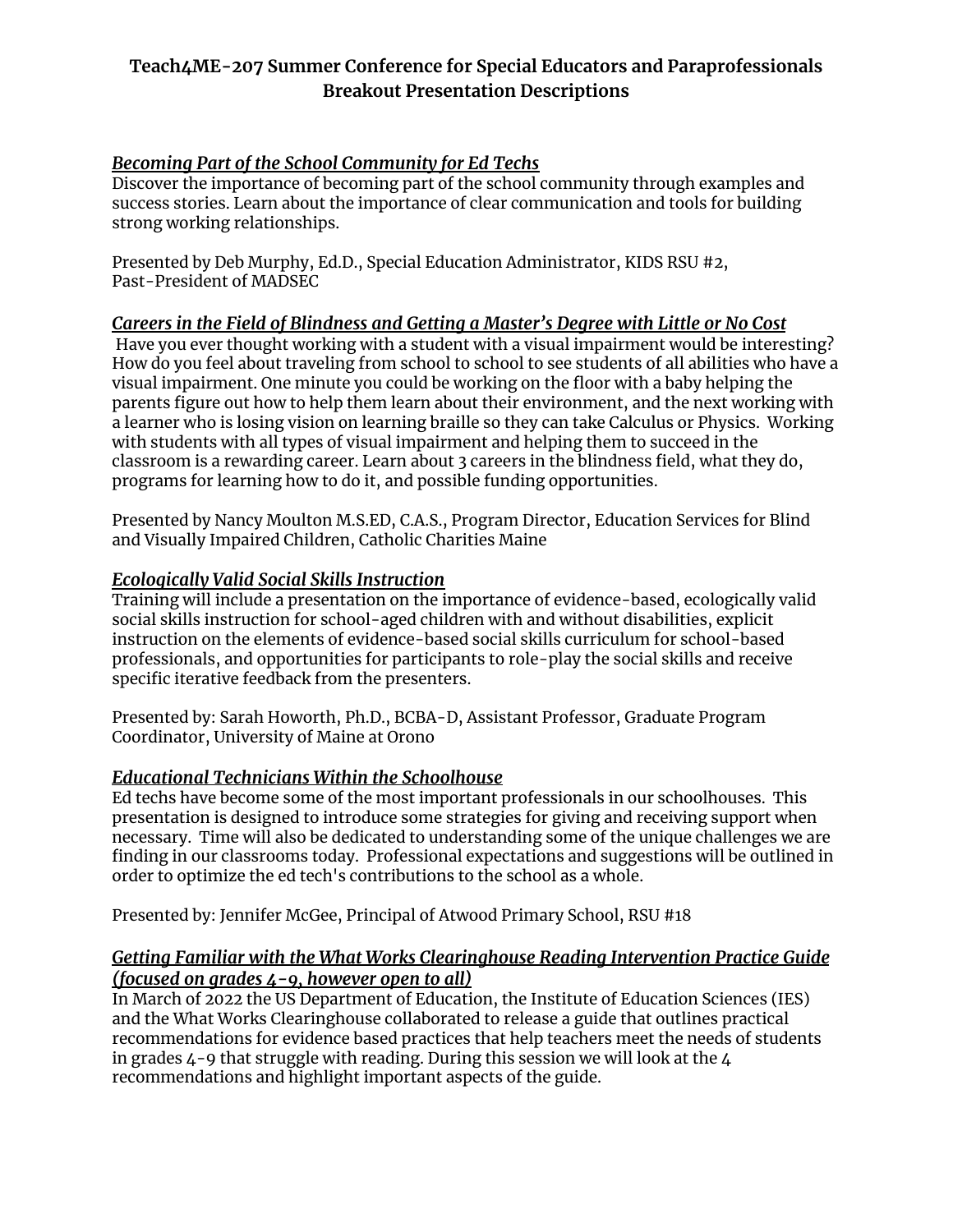# Teach4ME-207 Summer Conference for Special Educators and Paraprofessionals
## Breakout Presentation Descriptions

### ***Becoming Part of the School Community for Ed Techs***

Discover the importance of becoming part of the school community through examples and success stories. Learn about the importance of clear communication and tools for building strong working relationships.

Presented by Deb Murphy, Ed.D., Special Education Administrator, KIDS RSU #2, Past-President of MADSEC

### ***Careers in the Field of Blindness and Getting a Master's Degree with Little or No Cost***

Have you ever thought working with a student with a visual impairment would be interesting? How do you feel about traveling from school to school to see students of all abilities who have a visual impairment. One minute you could be working on the floor with a baby helping the parents figure out how to help them learn about their environment, and the next working with a learner who is losing vision on learning braille so they can take Calculus or Physics. Working with students with all types of visual impairment and helping them to succeed in the classroom is a rewarding career. Learn about 3 careers in the blindness field, what they do, programs for learning how to do it, and possible funding opportunities.

Presented by Nancy Moulton M.S.ED, C.A.S., Program Director, Education Services for Blind and Visually Impaired Children, Catholic Charities Maine

### ***Ecologically Valid Social Skills Instruction***

Training will include a presentation on the importance of evidence-based, ecologically valid social skills instruction for school-aged children with and without disabilities, explicit instruction on the elements of evidence-based social skills curriculum for school-based professionals, and opportunities for participants to role-play the social skills and receive specific iterative feedback from the presenters.

Presented by: Sarah Howorth, Ph.D., BCBA-D, Assistant Professor, Graduate Program Coordinator, University of Maine at Orono

### ***Educational Technicians Within the Schoolhouse***

Ed techs have become some of the most important professionals in our schoolhouses. This presentation is designed to introduce some strategies for giving and receiving support when necessary. Time will also be dedicated to understanding some of the unique challenges we are finding in our classrooms today. Professional expectations and suggestions will be outlined in order to optimize the ed tech's contributions to the school as a whole.

Presented by: Jennifer McGee, Principal of Atwood Primary School, RSU #18

### ***Getting Familiar with the What Works Clearinghouse Reading Intervention Practice Guide (focused on grades 4-9, however open to all)***

In March of 2022 the US Department of Education, the Institute of Education Sciences (IES) and the What Works Clearinghouse collaborated to release a guide that outlines practical recommendations for evidence based practices that help teachers meet the needs of students in grades 4-9 that struggle with reading. During this session we will look at the 4 recommendations and highlight important aspects of the guide.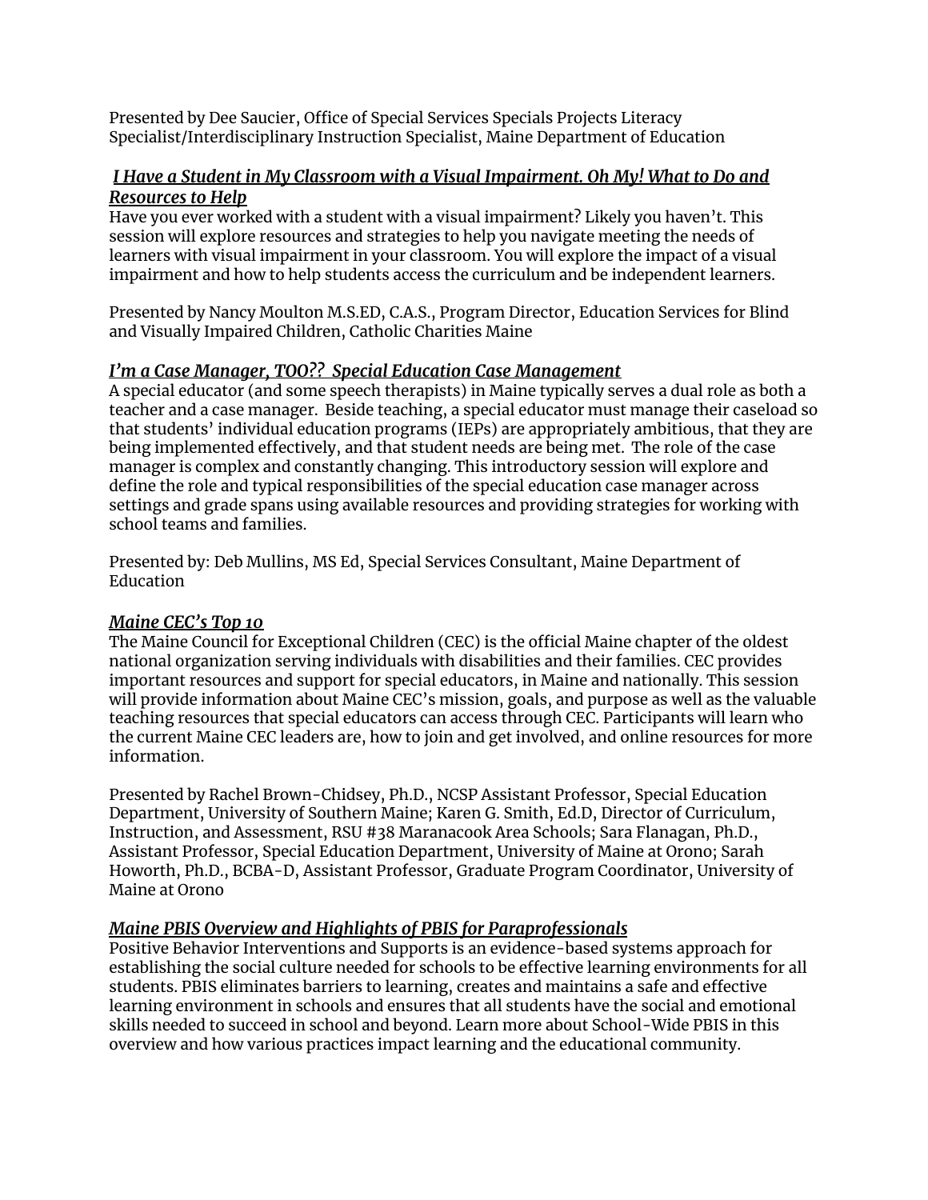Presented by Dee Saucier, Office of Special Services Specials Projects Literacy Specialist/Interdisciplinary Instruction Specialist, Maine Department of Education

***I Have a Student in My Classroom with a Visual Impairment. Oh My! What to Do and Resources to Help***

Have you ever worked with a student with a visual impairment? Likely you haven't. This session will explore resources and strategies to help you navigate meeting the needs of learners with visual impairment in your classroom. You will explore the impact of a visual impairment and how to help students access the curriculum and be independent learners.

Presented by Nancy Moulton M.S.ED, C.A.S., Program Director, Education Services for Blind and Visually Impaired Children, Catholic Charities Maine

***I'm a Case Manager, TOO?? Special Education Case Management***

A special educator (and some speech therapists) in Maine typically serves a dual role as both a teacher and a case manager. Beside teaching, a special educator must manage their caseload so that students' individual education programs (IEPs) are appropriately ambitious, that they are being implemented effectively, and that student needs are being met. The role of the case manager is complex and constantly changing. This introductory session will explore and define the role and typical responsibilities of the special education case manager across settings and grade spans using available resources and providing strategies for working with school teams and families.

Presented by: Deb Mullins, MS Ed, Special Services Consultant, Maine Department of Education

***Maine CEC's Top 10***

The Maine Council for Exceptional Children (CEC) is the official Maine chapter of the oldest national organization serving individuals with disabilities and their families. CEC provides important resources and support for special educators, in Maine and nationally. This session will provide information about Maine CEC's mission, goals, and purpose as well as the valuable teaching resources that special educators can access through CEC. Participants will learn who the current Maine CEC leaders are, how to join and get involved, and online resources for more information.

Presented by Rachel Brown-Chidsey, Ph.D., NCSP Assistant Professor, Special Education Department, University of Southern Maine; Karen G. Smith, Ed.D, Director of Curriculum, Instruction, and Assessment, RSU #38 Maranacook Area Schools; Sara Flanagan, Ph.D., Assistant Professor, Special Education Department, University of Maine at Orono; Sarah Howorth, Ph.D., BCBA-D, Assistant Professor, Graduate Program Coordinator, University of Maine at Orono

***Maine PBIS Overview and Highlights of PBIS for Paraprofessionals***

Positive Behavior Interventions and Supports is an evidence-based systems approach for establishing the social culture needed for schools to be effective learning environments for all students. PBIS eliminates barriers to learning, creates and maintains a safe and effective learning environment in schools and ensures that all students have the social and emotional skills needed to succeed in school and beyond. Learn more about School-Wide PBIS in this overview and how various practices impact learning and the educational community.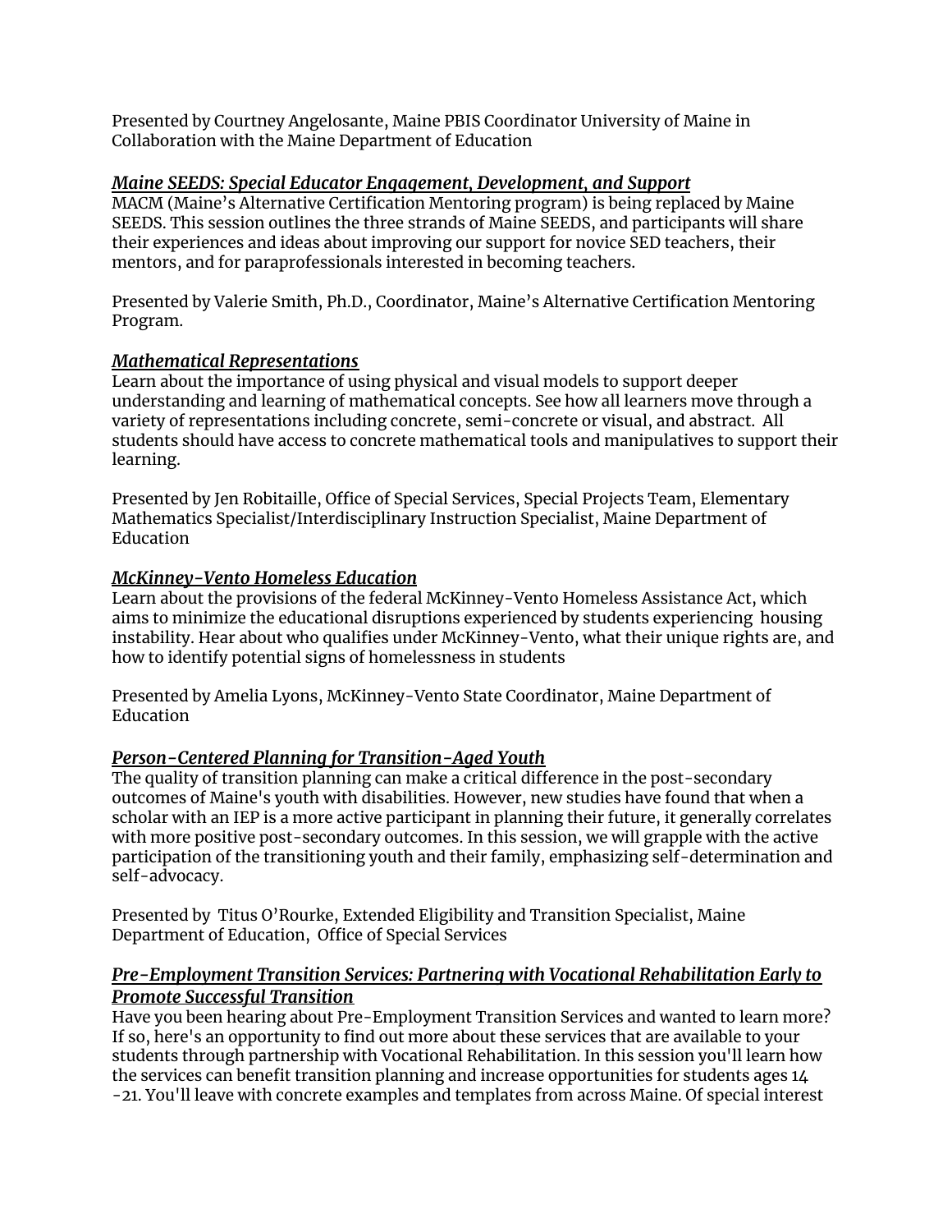Presented by Courtney Angelosante, Maine PBIS Coordinator University of Maine in Collaboration with the Maine Department of Education

***Maine SEEDS: Special Educator Engagement, Development, and Support***

MACM (Maine's Alternative Certification Mentoring program) is being replaced by Maine SEEDS. This session outlines the three strands of Maine SEEDS, and participants will share their experiences and ideas about improving our support for novice SED teachers, their mentors, and for paraprofessionals interested in becoming teachers.

Presented by Valerie Smith, Ph.D., Coordinator, Maine's Alternative Certification Mentoring Program.

***Mathematical Representations***

Learn about the importance of using physical and visual models to support deeper understanding and learning of mathematical concepts. See how all learners move through a variety of representations including concrete, semi-concrete or visual, and abstract. All students should have access to concrete mathematical tools and manipulatives to support their learning.

Presented by Jen Robitaille, Office of Special Services, Special Projects Team, Elementary Mathematics Specialist/Interdisciplinary Instruction Specialist, Maine Department of Education

***McKinney-Vento Homeless Education***

Learn about the provisions of the federal McKinney-Vento Homeless Assistance Act, which aims to minimize the educational disruptions experienced by students experiencing housing instability. Hear about who qualifies under McKinney-Vento, what their unique rights are, and how to identify potential signs of homelessness in students

Presented by Amelia Lyons, McKinney-Vento State Coordinator, Maine Department of Education

***Person-Centered Planning for Transition-Aged Youth***

The quality of transition planning can make a critical difference in the post-secondary outcomes of Maine's youth with disabilities. However, new studies have found that when a scholar with an IEP is a more active participant in planning their future, it generally correlates with more positive post-secondary outcomes. In this session, we will grapple with the active participation of the transitioning youth and their family, emphasizing self-determination and self-advocacy.

Presented by Titus O'Rourke, Extended Eligibility and Transition Specialist, Maine Department of Education, Office of Special Services

***Pre-Employment Transition Services: Partnering with Vocational Rehabilitation Early to Promote Successful Transition***

Have you been hearing about Pre-Employment Transition Services and wanted to learn more? If so, here's an opportunity to find out more about these services that are available to your students through partnership with Vocational Rehabilitation. In this session you'll learn how the services can benefit transition planning and increase opportunities for students ages 14 -21. You'll leave with concrete examples and templates from across Maine. Of special interest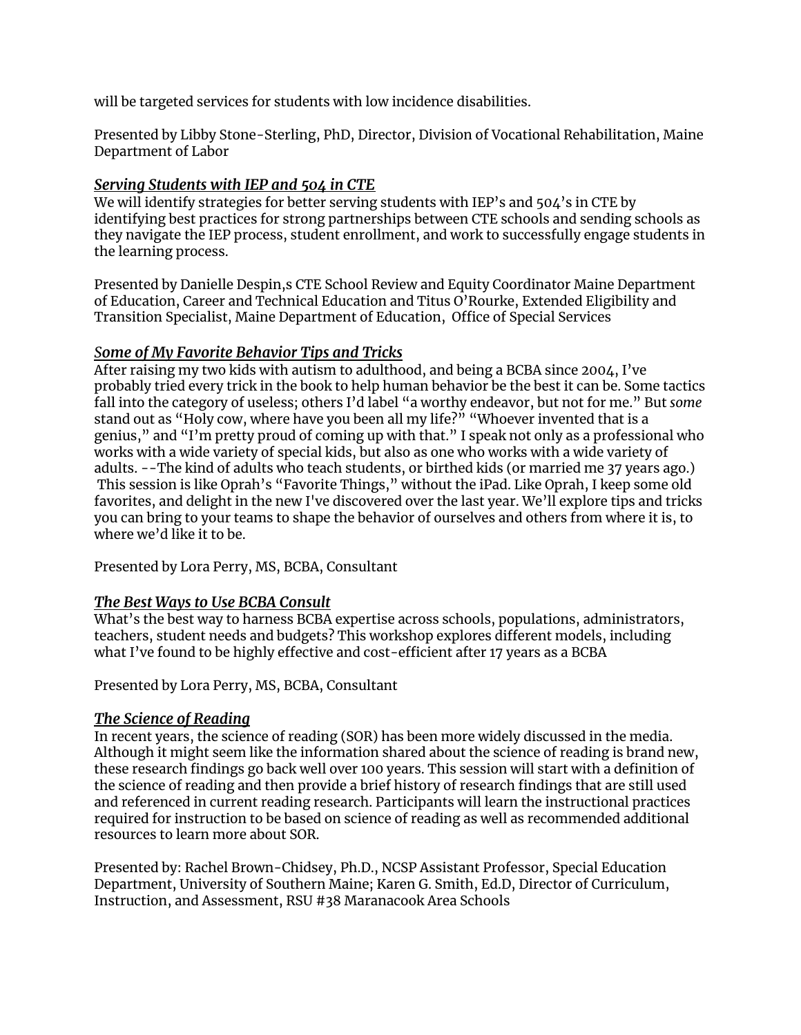will be targeted services for students with low incidence disabilities.

Presented by Libby Stone-Sterling, PhD, Director, Division of Vocational Rehabilitation, Maine Department of Labor

***Serving Students with IEP and 504 in CTE***

We will identify strategies for better serving students with IEP's and 504's in CTE by identifying best practices for strong partnerships between CTE schools and sending schools as they navigate the IEP process, student enrollment, and work to successfully engage students in the learning process.

Presented by Danielle Despin,s CTE School Review and Equity Coordinator Maine Department of Education, Career and Technical Education and Titus O'Rourke, Extended Eligibility and Transition Specialist, Maine Department of Education, Office of Special Services

***Some of My Favorite Behavior Tips and Tricks***

After raising my two kids with autism to adulthood, and being a BCBA since 2004, I've probably tried every trick in the book to help human behavior be the best it can be. Some tactics fall into the category of useless; others I'd label "a worthy endeavor, but not for me." But *some* stand out as "Holy cow, where have you been all my life?" "Whoever invented that is a genius," and "I'm pretty proud of coming up with that." I speak not only as a professional who works with a wide variety of special kids, but also as one who works with a wide variety of adults. --The kind of adults who teach students, or birthed kids (or married me 37 years ago.) This session is like Oprah's "Favorite Things," without the iPad. Like Oprah, I keep some old favorites, and delight in the new I've discovered over the last year. We'll explore tips and tricks you can bring to your teams to shape the behavior of ourselves and others from where it is, to where we'd like it to be.

Presented by Lora Perry, MS, BCBA, Consultant

***The Best Ways to Use BCBA Consult***

What's the best way to harness BCBA expertise across schools, populations, administrators, teachers, student needs and budgets? This workshop explores different models, including what I've found to be highly effective and cost-efficient after 17 years as a BCBA

Presented by Lora Perry, MS, BCBA, Consultant

***The Science of Reading***

In recent years, the science of reading (SOR) has been more widely discussed in the media. Although it might seem like the information shared about the science of reading is brand new, these research findings go back well over 100 years. This session will start with a definition of the science of reading and then provide a brief history of research findings that are still used and referenced in current reading research. Participants will learn the instructional practices required for instruction to be based on science of reading as well as recommended additional resources to learn more about SOR.

Presented by: Rachel Brown-Chidsey, Ph.D., NCSP Assistant Professor, Special Education Department, University of Southern Maine; Karen G. Smith, Ed.D, Director of Curriculum, Instruction, and Assessment, RSU #38 Maranacook Area Schools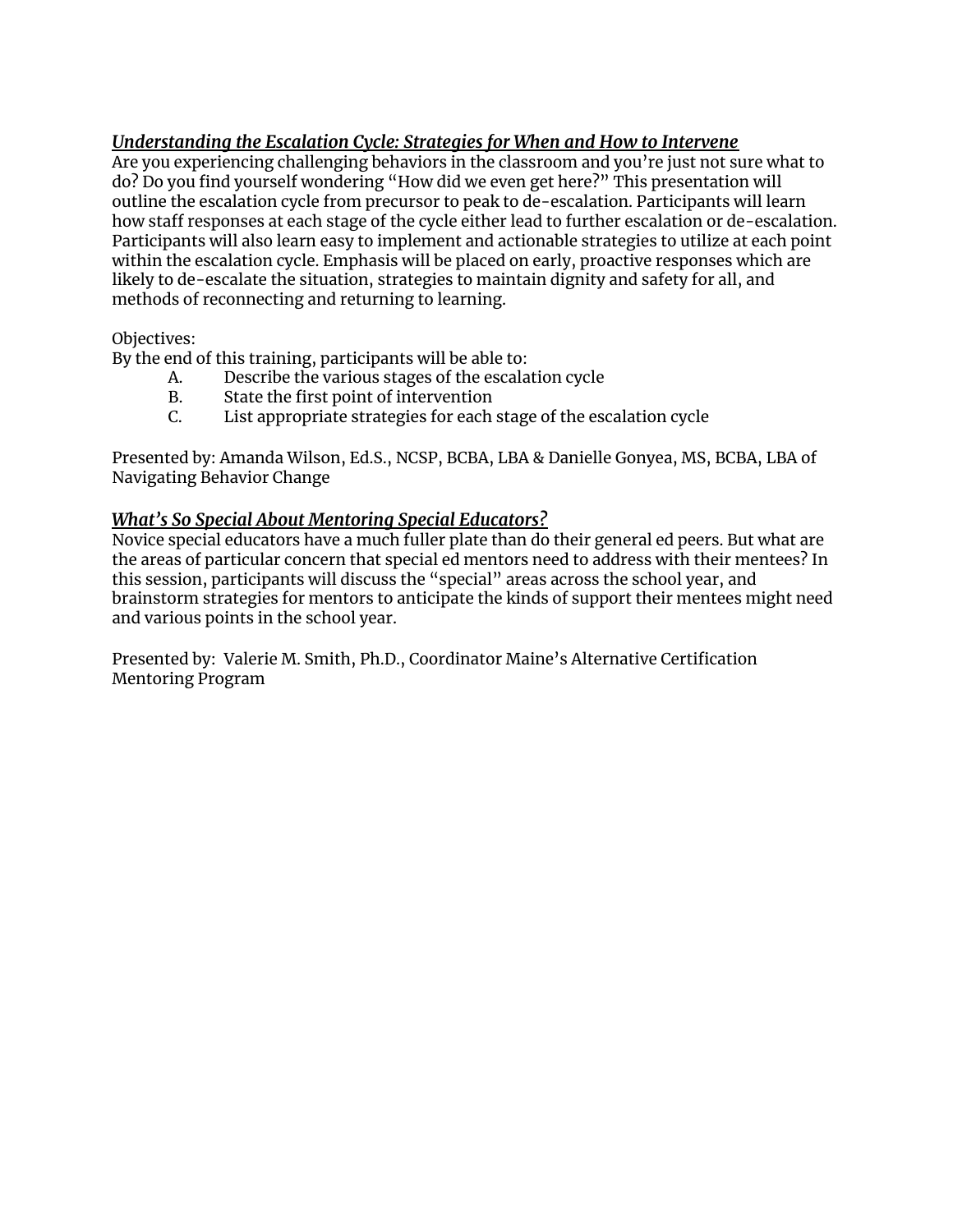***Understanding the Escalation Cycle: Strategies for When and How to Intervene***

Are you experiencing challenging behaviors in the classroom and you're just not sure what to do? Do you find yourself wondering "How did we even get here?" This presentation will outline the escalation cycle from precursor to peak to de-escalation. Participants will learn how staff responses at each stage of the cycle either lead to further escalation or de-escalation. Participants will also learn easy to implement and actionable strategies to utilize at each point within the escalation cycle. Emphasis will be placed on early, proactive responses which are likely to de-escalate the situation, strategies to maintain dignity and safety for all, and methods of reconnecting and returning to learning.

Objectives:

By the end of this training, participants will be able to:

A. Describe the various stages of the escalation cycle
B. State the first point of intervention
C. List appropriate strategies for each stage of the escalation cycle

Presented by: Amanda Wilson, Ed.S., NCSP, BCBA, LBA & Danielle Gonyea, MS, BCBA, LBA of Navigating Behavior Change

***What's So Special About Mentoring Special Educators?***

Novice special educators have a much fuller plate than do their general ed peers. But what are the areas of particular concern that special ed mentors need to address with their mentees? In this session, participants will discuss the "special" areas across the school year, and brainstorm strategies for mentors to anticipate the kinds of support their mentees might need and various points in the school year.

Presented by: Valerie M. Smith, Ph.D., Coordinator Maine's Alternative Certification Mentoring Program